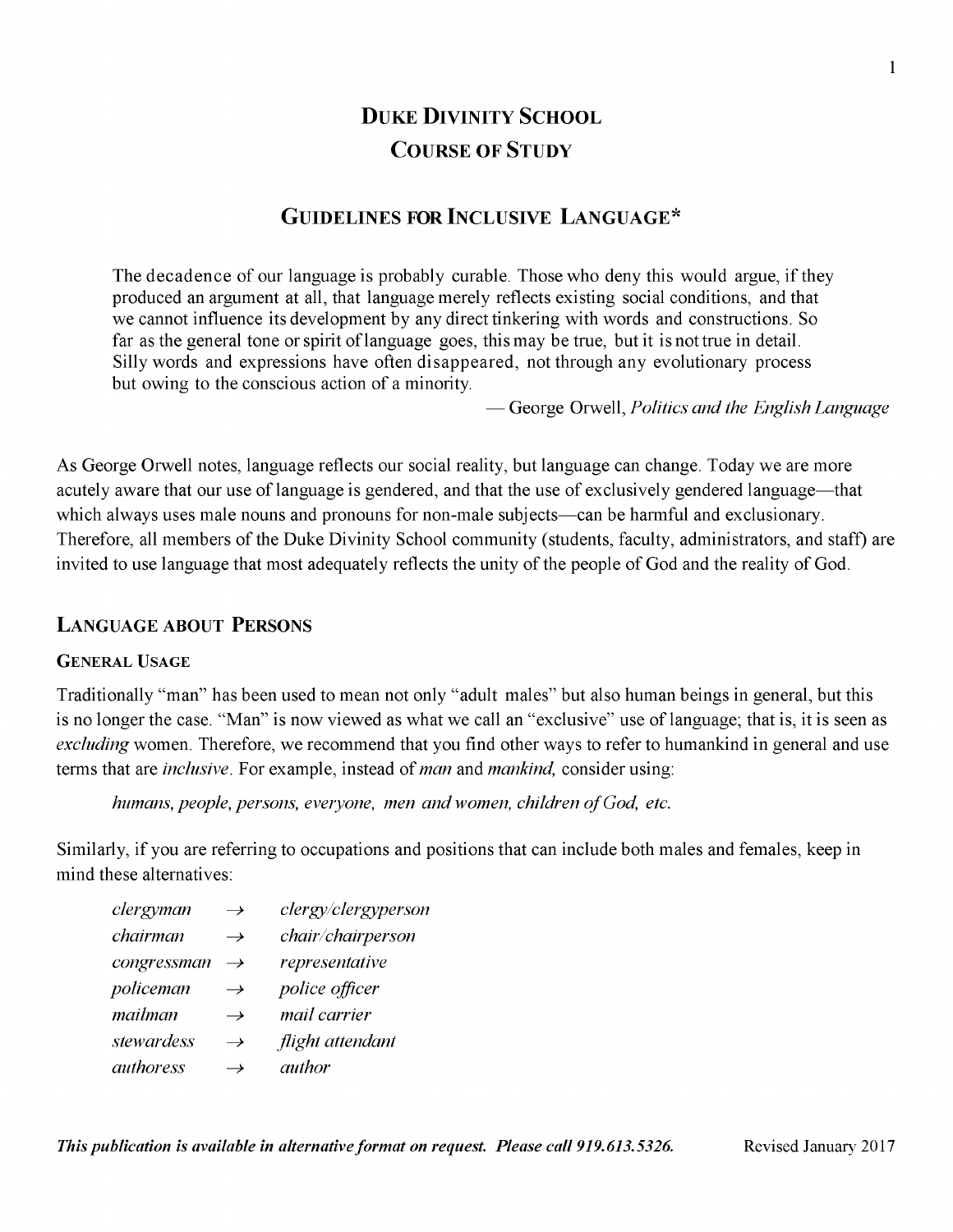# Duke Divinity School

# Course of Study

## Guidelines for Inclusive Language*

> The decadence of our language is probably curable. Those who deny this would argue, if they produced an argument at all, that language merely reflects existing social conditions, and that we cannot influence its development by any direct tinkering with words and constructions. So far as the general tone or spirit of language goes, this may be true, but it is not true in detail. Silly words and expressions have often disappeared, not through any evolutionary process but owing to the conscious action of a minority.
>
> — George Orwell, *Politics and the English Language*

As George Orwell notes, language reflects our social reality, but language can change. Today we are more acutely aware that our use of language is gendered, and that the use of exclusively gendered language—that which always uses male nouns and pronouns for non-male subjects—can be harmful and exclusionary. Therefore, all members of the Duke Divinity School community (students, faculty, administrators, and staff) are invited to use language that most adequately reflects the unity of the people of God and the reality of God.

## Language about Persons

### General Usage

Traditionally "man" has been used to mean not only "adult males" but also human beings in general, but this is no longer the case. "Man" is now viewed as what we call an "exclusive" use of language; that is, it is seen as *excluding* women. Therefore, we recommend that you find other ways to refer to humankind in general and use terms that are *inclusive*. For example, instead of *man* and *mankind,* consider using:

*humans, people, persons, everyone, men and women, children of God, etc.*

Similarly, if you are referring to occupations and positions that can include both males and females, keep in mind these alternatives:

*clergyman* → *clergy/clergyperson*
*chairman* → *chair/chairperson*
*congressman* → *representative*
*policeman* → *police officer*
*mailman* → *mail carrier*
*stewardess* → *flight attendant*
*authoress* → *author*

***This publication is available in alternative format on request. Please call 919.613.5326.*** Revised January 2017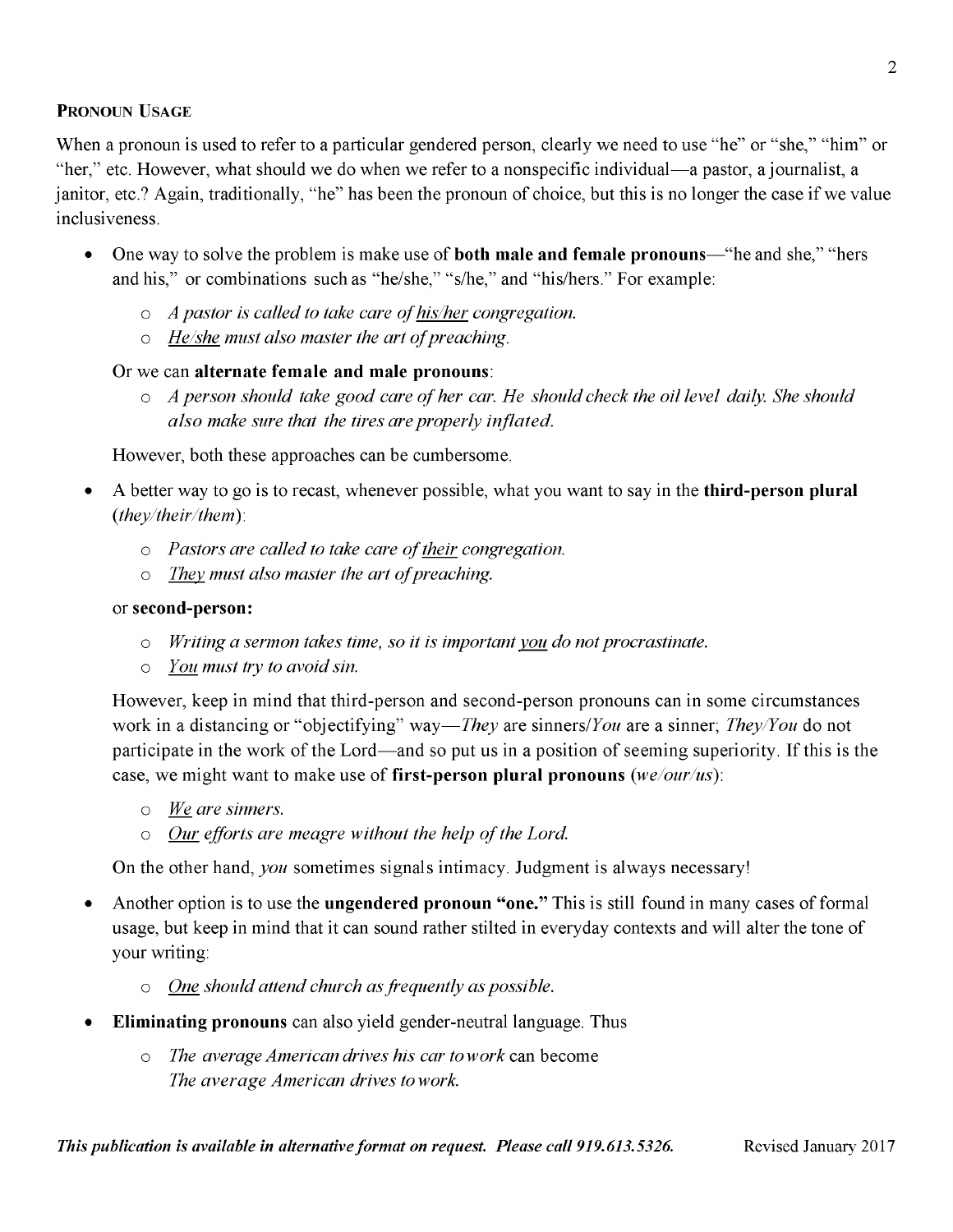## Pronoun Usage

When a pronoun is used to refer to a particular gendered person, clearly we need to use "he" or "she," "him" or "her," etc. However, what should we do when we refer to a nonspecific individual—a pastor, a journalist, a janitor, etc.? Again, traditionally, "he" has been the pronoun of choice, but this is no longer the case if we value inclusiveness.

- One way to solve the problem is make use of **both male and female pronouns**—"he and she," "hers and his," or combinations such as "he/she," "s/he," and "his/hers." For example:
  - *A pastor is called to take care of <u>his/her</u> congregation.*
  - *<u>He/she</u> must also master the art of preaching.*

  Or we can **alternate female and male pronouns**:
  - *A person should take good care of her car. He should check the oil level daily. She should also make sure that the tires are properly inflated.*

  However, both these approaches can be cumbersome.

- A better way to go is to recast, whenever possible, what you want to say in the **third-person plural** (*they/their/them*):
  - *Pastors are called to take care of <u>their</u> congregation.*
  - *<u>They</u> must also master the art of preaching.*

  or **second-person:**
  - *Writing a sermon takes time, so it is important <u>you</u> do not procrastinate.*
  - *<u>You</u> must try to avoid sin.*

  However, keep in mind that third-person and second-person pronouns can in some circumstances work in a distancing or "objectifying" way—*They* are sinners/*You* are a sinner; *They/You* do not participate in the work of the Lord—and so put us in a position of seeming superiority. If this is the case, we might want to make use of **first-person plural pronouns** (*we/our/us*):
  - *<u>We</u> are sinners.*
  - *<u>Our</u> efforts are meagre without the help of the Lord.*

  On the other hand, *you* sometimes signals intimacy. Judgment is always necessary!

- Another option is to use the **ungendered pronoun "one."** This is still found in many cases of formal usage, but keep in mind that it can sound rather stilted in everyday contexts and will alter the tone of your writing:
  - *<u>One</u> should attend church as frequently as possible.*

- **Eliminating pronouns** can also yield gender-neutral language. Thus
  - *The average American drives his car to work* can become
    *The average American drives to work.*

***This publication is available in alternative format on request. Please call 919.613.5326.*** Revised January 2017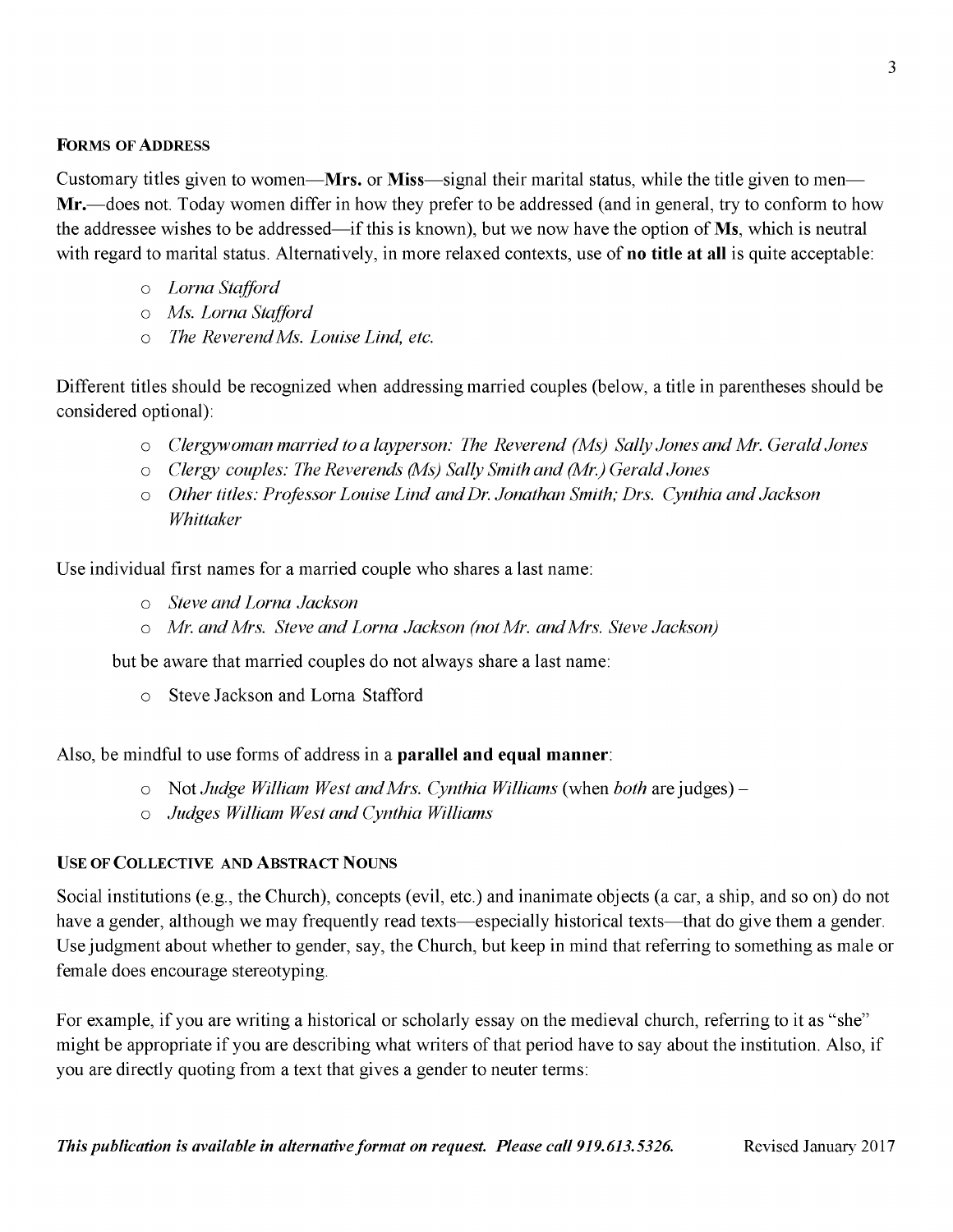### Forms of Address

Customary titles given to women—**Mrs.** or **Miss**—signal their marital status, while the title given to men—**Mr.**—does not. Today women differ in how they prefer to be addressed (and in general, try to conform to how the addressee wishes to be addressed—if this is known), but we now have the option of **Ms**, which is neutral with regard to marital status. Alternatively, in more relaxed contexts, use of **no title at all** is quite acceptable:

- *Lorna Stafford*
- *Ms. Lorna Stafford*
- *The Reverend Ms. Louise Lind, etc.*

Different titles should be recognized when addressing married couples (below, a title in parentheses should be considered optional):

- *Clergywoman married to a layperson: The Reverend (Ms) Sally Jones and Mr. Gerald Jones*
- *Clergy couples: The Reverends (Ms) Sally Smith and (Mr.) Gerald Jones*
- *Other titles: Professor Louise Lind and Dr. Jonathan Smith; Drs. Cynthia and Jackson Whittaker*

Use individual first names for a married couple who shares a last name:

- *Steve and Lorna Jackson*
- *Mr. and Mrs. Steve and Lorna Jackson (not Mr. and Mrs. Steve Jackson)*

but be aware that married couples do not always share a last name:

- Steve Jackson and Lorna Stafford

Also, be mindful to use forms of address in a **parallel and equal manner**:

- Not *Judge William West and Mrs. Cynthia Williams* (when *both* are judges) –
- *Judges William West and Cynthia Williams*

### Use of Collective and Abstract Nouns

Social institutions (e.g., the Church), concepts (evil, etc.) and inanimate objects (a car, a ship, and so on) do not have a gender, although we may frequently read texts—especially historical texts—that do give them a gender. Use judgment about whether to gender, say, the Church, but keep in mind that referring to something as male or female does encourage stereotyping.

For example, if you are writing a historical or scholarly essay on the medieval church, referring to it as "she" might be appropriate if you are describing what writers of that period have to say about the institution. Also, if you are directly quoting from a text that gives a gender to neuter terms: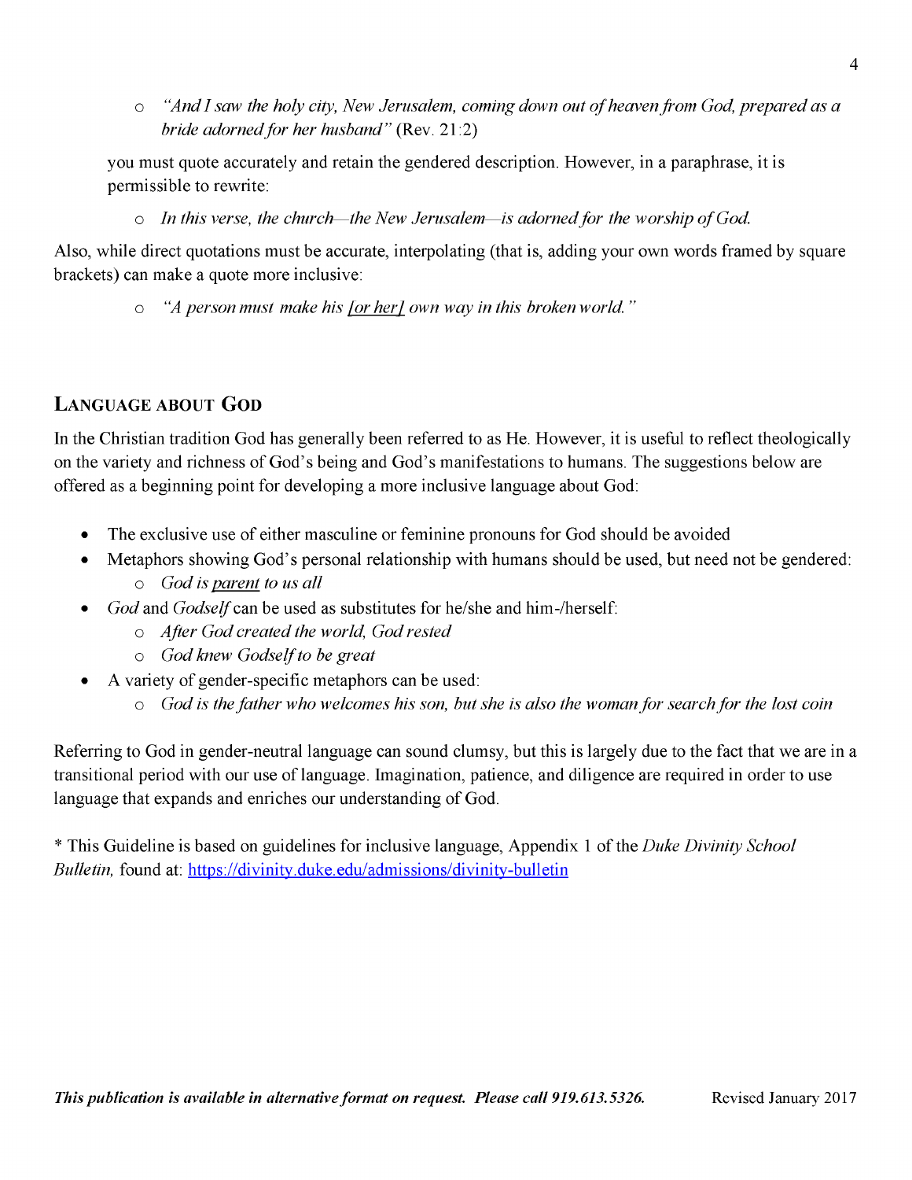- *"And I saw the holy city, New Jerusalem, coming down out of heaven from God, prepared as a bride adorned for her husband"* (Rev. 21:2)

you must quote accurately and retain the gendered description. However, in a paraphrase, it is permissible to rewrite:

- *In this verse, the church—the New Jerusalem—is adorned for the worship of God.*

Also, while direct quotations must be accurate, interpolating (that is, adding your own words framed by square brackets) can make a quote more inclusive:

- *"A person must make his <u>[or her]</u> own way in this broken world."*

## LANGUAGE ABOUT GOD

In the Christian tradition God has generally been referred to as He. However, it is useful to reflect theologically on the variety and richness of God's being and God's manifestations to humans. The suggestions below are offered as a beginning point for developing a more inclusive language about God:

- The exclusive use of either masculine or feminine pronouns for God should be avoided
- Metaphors showing God's personal relationship with humans should be used, but need not be gendered:
  - *God is <u>parent</u> to us all*
- *God* and *Godself* can be used as substitutes for he/she and him-/herself:
  - *After God created the world, God rested*
  - *God knew Godself to be great*
- A variety of gender-specific metaphors can be used:
  - *God is the father who welcomes his son, but she is also the woman for search for the lost coin*

Referring to God in gender-neutral language can sound clumsy, but this is largely due to the fact that we are in a transitional period with our use of language. Imagination, patience, and diligence are required in order to use language that expands and enriches our understanding of God.

* This Guideline is based on guidelines for inclusive language, Appendix 1 of the *Duke Divinity School Bulletin,* found at: https://divinity.duke.edu/admissions/divinity-bulletin

***This publication is available in alternative format on request. Please call 919.613.5326.*** Revised January 2017